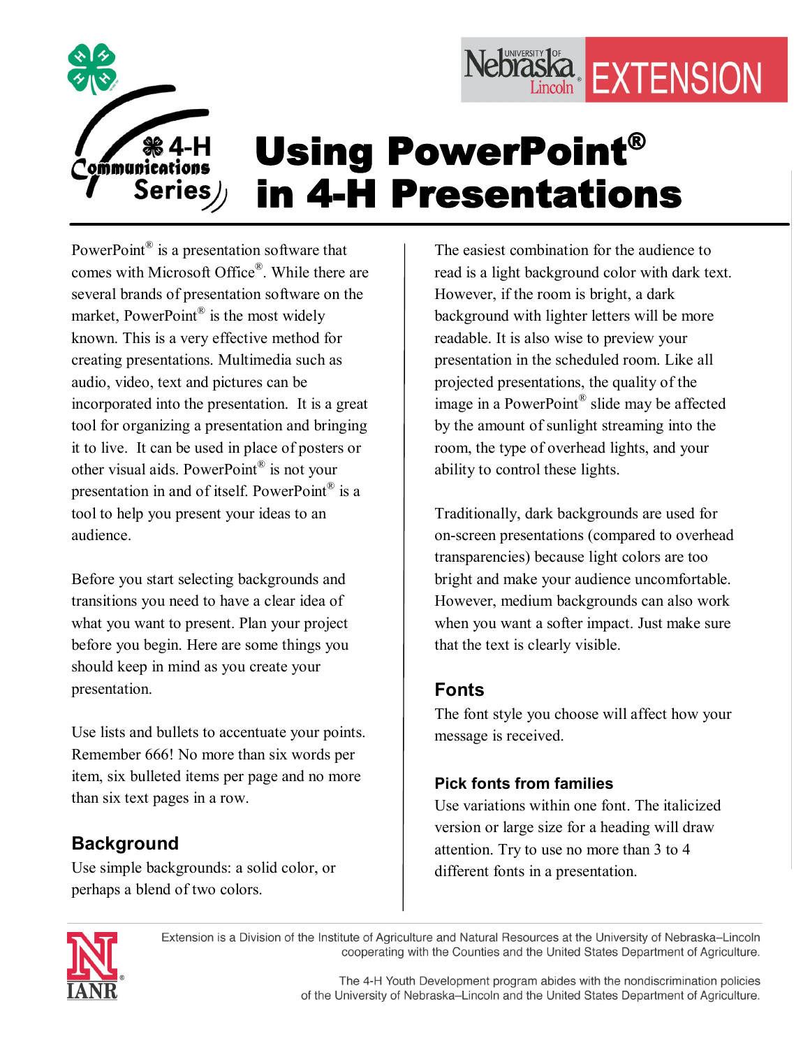# Using PowerPoint® in 4-H Presentations

4-H Communications Series

PowerPoint® is a presentation software that comes with Microsoft Office®. While there are several brands of presentation software on the market, PowerPoint® is the most widely known. This is a very effective method for creating presentations. Multimedia such as audio, video, text and pictures can be incorporated into the presentation. It is a great tool for organizing a presentation and bringing it to live. It can be used in place of posters or other visual aids. PowerPoint® is not your presentation in and of itself. PowerPoint® is a tool to help you present your ideas to an audience.

Before you start selecting backgrounds and transitions you need to have a clear idea of what you want to present. Plan your project before you begin. Here are some things you should keep in mind as you create your presentation.

Use lists and bullets to accentuate your points. Remember 666! No more than six words per item, six bulleted items per page and no more than six text pages in a row.

## Background

Use simple backgrounds: a solid color, or perhaps a blend of two colors.

The easiest combination for the audience to read is a light background color with dark text. However, if the room is bright, a dark background with lighter letters will be more readable. It is also wise to preview your presentation in the scheduled room. Like all projected presentations, the quality of the image in a PowerPoint® slide may be affected by the amount of sunlight streaming into the room, the type of overhead lights, and your ability to control these lights.

Traditionally, dark backgrounds are used for on-screen presentations (compared to overhead transparencies) because light colors are too bright and make your audience uncomfortable. However, medium backgrounds can also work when you want a softer impact. Just make sure that the text is clearly visible.

## Fonts

The font style you choose will affect how your message is received.

### Pick fonts from families

Use variations within one font. The italicized version or large size for a heading will draw attention. Try to use no more than 3 to 4 different fonts in a presentation.

Extension is a Division of the Institute of Agriculture and Natural Resources at the University of Nebraska–Lincoln cooperating with the Counties and the United States Department of Agriculture.

The 4-H Youth Development program abides with the nondiscrimination policies of the University of Nebraska–Lincoln and the United States Department of Agriculture.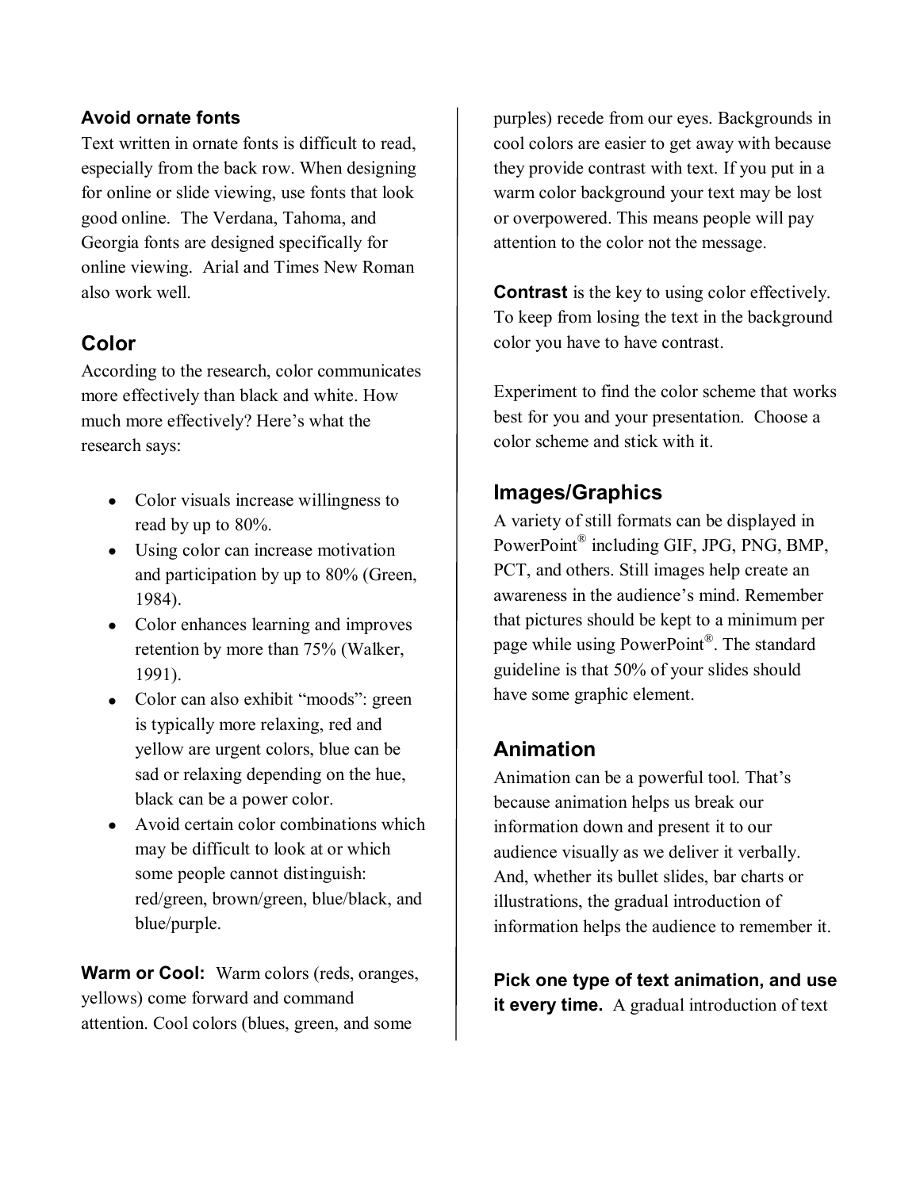**Avoid ornate fonts**

Text written in ornate fonts is difficult to read, especially from the back row. When designing for online or slide viewing, use fonts that look good online. The Verdana, Tahoma, and Georgia fonts are designed specifically for online viewing. Arial and Times New Roman also work well.

## Color

According to the research, color communicates more effectively than black and white. How much more effectively? Here's what the research says:

- Color visuals increase willingness to read by up to 80%.
- Using color can increase motivation and participation by up to 80% (Green, 1984).
- Color enhances learning and improves retention by more than 75% (Walker, 1991).
- Color can also exhibit "moods": green is typically more relaxing, red and yellow are urgent colors, blue can be sad or relaxing depending on the hue, black can be a power color.
- Avoid certain color combinations which may be difficult to look at or which some people cannot distinguish: red/green, brown/green, blue/black, and blue/purple.

**Warm or Cool:** Warm colors (reds, oranges, yellows) come forward and command attention. Cool colors (blues, green, and some purples) recede from our eyes. Backgrounds in cool colors are easier to get away with because they provide contrast with text. If you put in a warm color background your text may be lost or overpowered. This means people will pay attention to the color not the message.

**Contrast** is the key to using color effectively. To keep from losing the text in the background color you have to have contrast.

Experiment to find the color scheme that works best for you and your presentation. Choose a color scheme and stick with it.

## Images/Graphics

A variety of still formats can be displayed in PowerPoint® including GIF, JPG, PNG, BMP, PCT, and others. Still images help create an awareness in the audience's mind. Remember that pictures should be kept to a minimum per page while using PowerPoint®. The standard guideline is that 50% of your slides should have some graphic element.

## Animation

Animation can be a powerful tool. That's because animation helps us break our information down and present it to our audience visually as we deliver it verbally. And, whether its bullet slides, bar charts or illustrations, the gradual introduction of information helps the audience to remember it.

**Pick one type of text animation, and use it every time.** A gradual introduction of text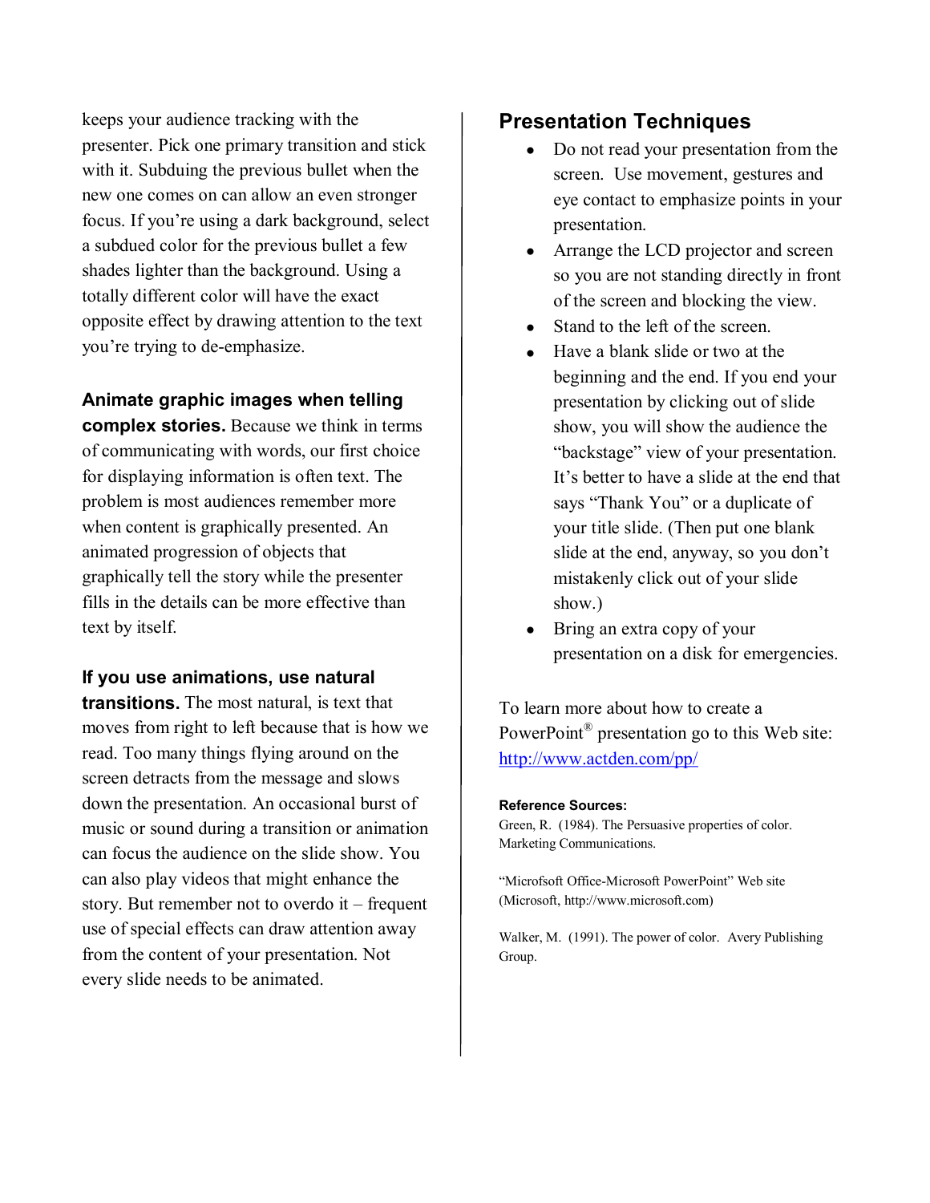keeps your audience tracking with the presenter. Pick one primary transition and stick with it. Subduing the previous bullet when the new one comes on can allow an even stronger focus. If you're using a dark background, select a subdued color for the previous bullet a few shades lighter than the background. Using a totally different color will have the exact opposite effect by drawing attention to the text you're trying to de-emphasize.

**Animate graphic images when telling complex stories.** Because we think in terms of communicating with words, our first choice for displaying information is often text. The problem is most audiences remember more when content is graphically presented. An animated progression of objects that graphically tell the story while the presenter fills in the details can be more effective than text by itself.

**If you use animations, use natural transitions.** The most natural, is text that moves from right to left because that is how we read. Too many things flying around on the screen detracts from the message and slows down the presentation. An occasional burst of music or sound during a transition or animation can focus the audience on the slide show. You can also play videos that might enhance the story. But remember not to overdo it – frequent use of special effects can draw attention away from the content of your presentation. Not every slide needs to be animated.

## Presentation Techniques

- Do not read your presentation from the screen. Use movement, gestures and eye contact to emphasize points in your presentation.
- Arrange the LCD projector and screen so you are not standing directly in front of the screen and blocking the view.
- Stand to the left of the screen.
- Have a blank slide or two at the beginning and the end. If you end your presentation by clicking out of slide show, you will show the audience the "backstage" view of your presentation. It's better to have a slide at the end that says "Thank You" or a duplicate of your title slide. (Then put one blank slide at the end, anyway, so you don't mistakenly click out of your slide show.)
- Bring an extra copy of your presentation on a disk for emergencies.

To learn more about how to create a PowerPoint® presentation go to this Web site: [http://www.actden.com/pp/](http://www.actden.com/pp/)

**Reference Sources:**

Green, R. (1984). The Persuasive properties of color. Marketing Communications.

"Microfsoft Office-Microsoft PowerPoint" Web site (Microsoft, http://www.microsoft.com)

Walker, M. (1991). The power of color. Avery Publishing Group.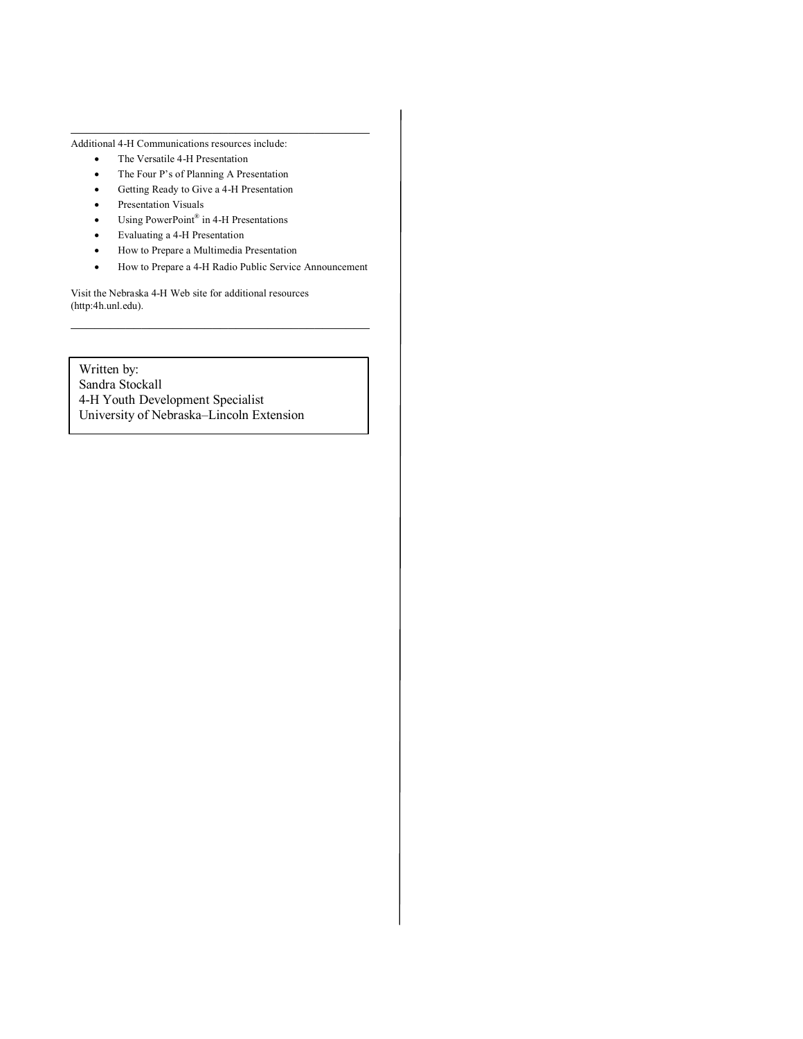Additional 4-H Communications resources include:

- The Versatile 4-H Presentation
- The Four P's of Planning A Presentation
- Getting Ready to Give a 4-H Presentation
- Presentation Visuals
- Using PowerPoint® in 4-H Presentations
- Evaluating a 4-H Presentation
- How to Prepare a Multimedia Presentation
- How to Prepare a 4-H Radio Public Service Announcement

Visit the Nebraska 4-H Web site for additional resources (http:4h.unl.edu).

Written by:
Sandra Stockall
4-H Youth Development Specialist
University of Nebraska–Lincoln Extension